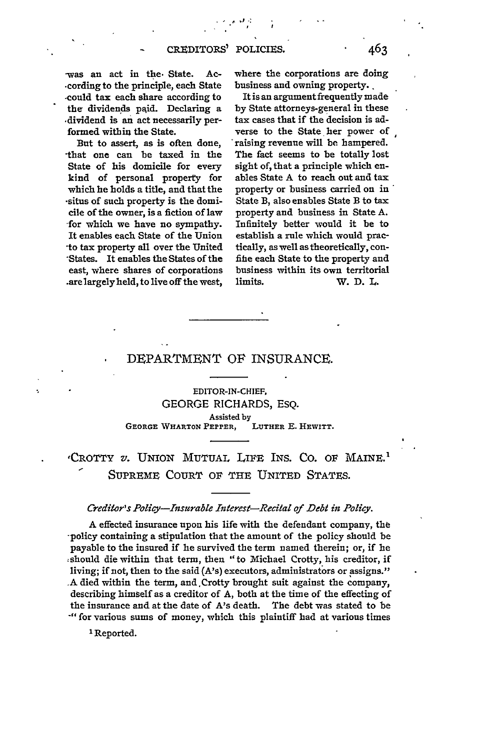was an act in the State. According to the principle, each State could tax each share according to the dividends paid. Declaring a dividend is an act necessarily performed within the State.

But to assert, as is often done, that one can be taxed in the State of his domicile for every kind of personal property for which he holds a title, and that the situs of such property is the domicile of the owner, is a fiction of law for which we have no sympathy. It enables each State of the Union to tax property all over the United States. It enables the States of the east, where shares of corporations are largely held, to live off the west, where the corporations are doing business and owning property.

It is an argument frequently made by State attorneys-general in these tax cases that if the decision is adverse to the State her power of raising revenue will be hampered. The fact seems to be totally lost sight of, that a principle which enables State A to reach out and tax property or business carried on in State B, also enables State B to tax property and business in State A. Infinitely better would it be to establish a rule which would practically, as well as theoretically, confine each State to the property and business within its own territorial limits.

W. D. L.

---

# DEPARTMENT OF INSURANCE.

EDITOR-IN-CHIEF,
GEORGE RICHARDS, ESQ.
Assisted by
GEORGE WHARTON PEPPER, LUTHER E. HEWITT.

## CROTTY *v.* UNION MUTUAL LIFE INS. CO. OF MAINE.[1]
## SUPREME COURT OF THE UNITED STATES.

*Creditor's Policy—Insurable Interest—Recital of Debt in Policy.*

A effected insurance upon his life with the defendant company, the policy containing a stipulation that the amount of the policy should be payable to the insured if he survived the term named therein; or, if he should die within that term, then "to Michael Crotty, his creditor, if living; if not, then to the said (A's) executors, administrators or assigns." A died within the term, and Crotty brought suit against the company, describing himself as a creditor of A, both at the time of the effecting of the insurance and at the date of A's death. The debt was stated to be "for various sums of money, which this plaintiff had at various times

[1] Reported.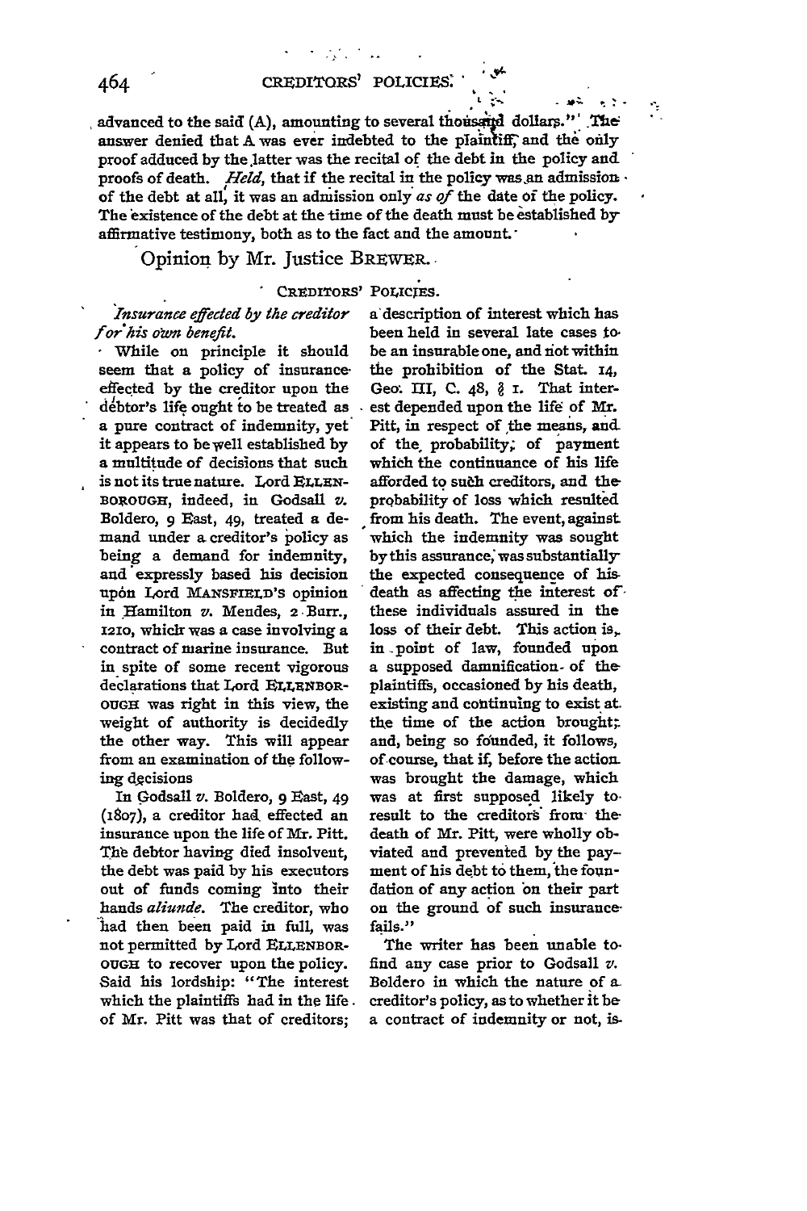advanced to the said (A), amounting to several thousand dollars." The answer denied that A was ever indebted to the plaintiff, and the only proof adduced by the latter was the recital of the debt in the policy and proofs of death. *Held*, that if the recital in the policy was an admission of the debt at all, it was an admission only *as of* the date of the policy. The existence of the debt at the time of the death must be established by affirmative testimony, both as to the fact and the amount.

Opinion by Mr. Justice BREWER.

## CREDITORS' POLICIES.

*Insurance effected by the creditor for his own benefit.*

While on principle it should seem that a policy of insurance effected by the creditor upon the debtor's life ought to be treated as a pure contract of indemnity, yet it appears to be well established by a multitude of decisions that such is not its true nature. Lord ELLENBOROUGH, indeed, in Godsall *v.* Boldero, 9 East, 49, treated a demand under a creditor's policy as being a demand for indemnity, and expressly based his decision upon Lord MANSFIELD'S opinion in Hamilton *v.* Mendes, 2 Burr., 1210, which was a case involving a contract of marine insurance. But in spite of some recent vigorous declarations that Lord ELLENBOROUGH was right in this view, the weight of authority is decidedly the other way. This will appear from an examination of the following decisions

In Godsall *v.* Boldero, 9 East, 49 (1807), a creditor had effected an insurance upon the life of Mr. Pitt. The debtor having died insolvent, the debt was paid by his executors out of funds coming into their hands *aliunde*. The creditor, who had then been paid in full, was not permitted by Lord ELLENBOROUGH to recover upon the policy. Said his lordship: "The interest which the plaintiffs had in the life of Mr. Pitt was that of creditors; a description of interest which has been held in several late cases to be an insurable one, and not within the prohibition of the Stat. 14, Geo. III, C. 48, § 1. That interest depended upon the life of Mr. Pitt, in respect of the means, and of the probability, of payment which the continuance of his life afforded to such creditors, and the probability of loss which resulted from his death. The event, against which the indemnity was sought by this assurance, was substantially the expected consequence of his death as affecting the interest of these individuals assured in the loss of their debt. This action is, in point of law, founded upon a supposed damnification of the plaintiffs, occasioned by his death, existing and continuing to exist at the time of the action brought; and, being so founded, it follows, of course, that if, before the action was brought the damage, which was at first supposed likely to result to the creditors from the death of Mr. Pitt, were wholly obviated and prevented by the payment of his debt to them, the foundation of any action on their part on the ground of such insurance fails."

The writer has been unable to find any case prior to Godsall *v.* Boldero in which the nature of a creditor's policy, as to whether it be a contract of indemnity or not, is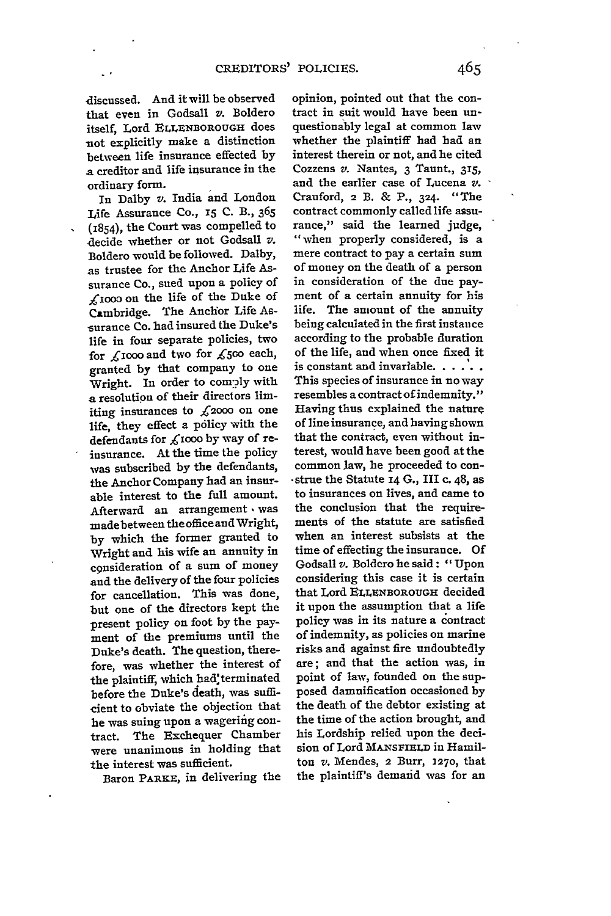discussed. And it will be observed that even in Godsall *v.* Boldero itself, Lord ELLENBOROUGH does not explicitly make a distinction between life insurance effected by a creditor and life insurance in the ordinary form.

In Dalby *v.* India and London Life Assurance Co., 15 C. B., 365 (1854), the Court was compelled to decide whether or not Godsall *v.* Boldero would be followed. Dalby, as trustee for the Anchor Life Assurance Co., sued upon a policy of £1000 on the life of the Duke of Cambridge. The Anchor Life Assurance Co. had insured the Duke's life in four separate policies, two for £1000 and two for £500 each, granted by that company to one Wright. In order to comply with a resolution of their directors limiting insurances to £2000 on one life, they effect a policy with the defendants for £1000 by way of re-insurance. At the time the policy was subscribed by the defendants, the Anchor Company had an insurable interest to the full amount. Afterward an arrangement was made between the office and Wright, by which the former granted to Wright and his wife an annuity in consideration of a sum of money and the delivery of the four policies for cancellation. This was done, but one of the directors kept the present policy on foot by the payment of the premiums until the Duke's death. The question, therefore, was whether the interest of the plaintiff, which had terminated before the Duke's death, was sufficient to obviate the objection that he was suing upon a wagering contract. The Exchequer Chamber were unanimous in holding that the interest was sufficient.

Baron PARKE, in delivering the opinion, pointed out that the contract in suit would have been unquestionably legal at common law whether the plaintiff had had an interest therein or not, and he cited Cozzens *v.* Nantes, 3 Taunt., 315, and the earlier case of Lucena *v.* Crauford, 2 B. & P., 324. "The contract commonly called life assurance," said the learned judge, "when properly considered, is a mere contract to pay a certain sum of money on the death of a person in consideration of the due payment of a certain annuity for his life. The amount of the annuity being calculated in the first instance according to the probable duration of the life, and when once fixed it is constant and invariable. . . . . . This species of insurance in no way resembles a contract of indemnity." Having thus explained the nature of line insurance, and having shown that the contract, even without interest, would have been good at the common law, he proceeded to construe the Statute 14 G., III c. 48, as to insurances on lives, and came to the conclusion that the requirements of the statute are satisfied when an interest subsists at the time of effecting the insurance. Of Godsall *v.* Boldero he said: "Upon considering this case it is certain that Lord ELLENBOROUGH decided it upon the assumption that a life policy was in its nature a contract of indemnity, as policies on marine risks and against fire undoubtedly are; and that the action was, in point of law, founded on the supposed damnification occasioned by the death of the debtor existing at the time of the action brought, and his Lordship relied upon the decision of Lord MANSFIELD in Hamilton *v.* Mendes, 2 Burr, 1270, that the plaintiff's demand was for an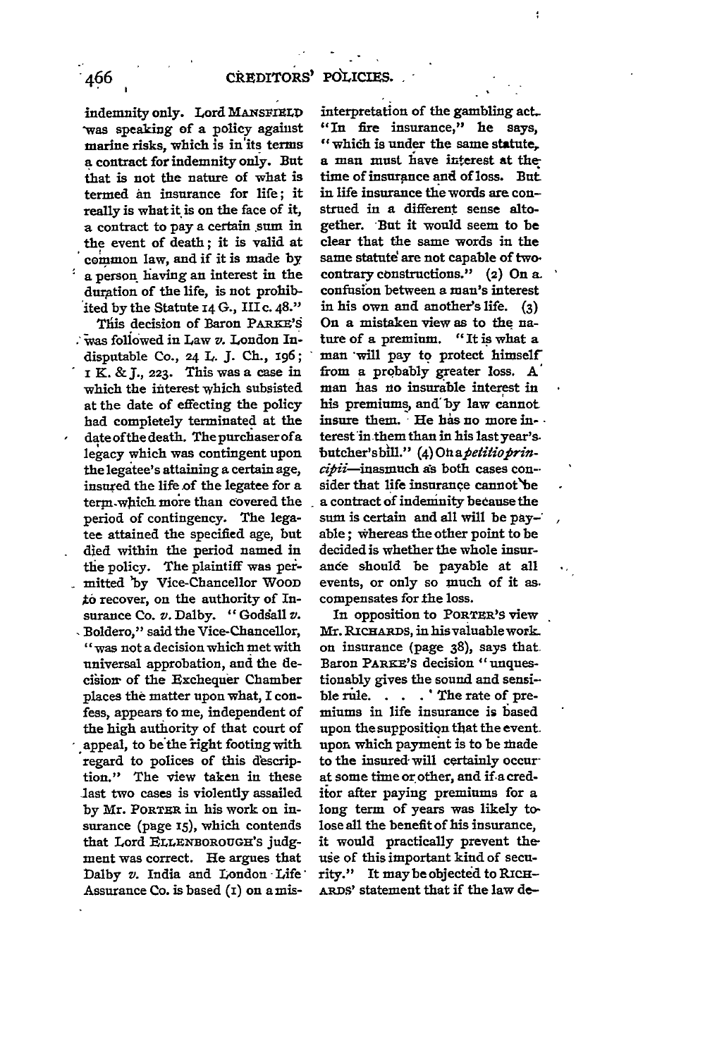indemnity only. Lord MANSFIELD was speaking of a policy against marine risks, which is in its terms a contract for indemnity only. But that is not the nature of what is termed an insurance for life; it really is what it is on the face of it, a contract to pay a certain sum in the event of death; it is valid at common law, and if it is made by a person having an interest in the duration of the life, is not prohibited by the Statute 14 G., III c. 48."

This decision of Baron PARKE'S was followed in Law *v.* London Indisputable Co., 24 L. J. Ch., 196; 1 K. & J., 223. This was a case in which the interest which subsisted at the date of effecting the policy had completely terminated at the date of the death. The purchaser of a legacy which was contingent upon the legatee's attaining a certain age, insured the life of the legatee for a term which more than covered the period of contingency. The legatee attained the specified age, but died within the period named in the policy. The plaintiff was permitted by Vice-Chancellor WOOD to recover, on the authority of Insurance Co. *v.* Dalby. "Godsall *v.* Boldero," said the Vice-Chancellor, "was not a decision which met with universal approbation, and the decision of the Exchequer Chamber places the matter upon what, I confess, appears to me, independent of the high authority of that court of appeal, to be the right footing with regard to polices of this description." The view taken in these last two cases is violently assailed by Mr. PORTER in his work on insurance (page 15), which contends that Lord ELLENBOROUGH'S judgment was correct. He argues that Dalby *v.* India and London Life Assurance Co. is based (1) on a misinterpretation of the gambling act. "In fire insurance," he says, "which is under the same statute, a man must have interest at the time of insurance and of loss. But in life insurance the words are construed in a different sense altogether. But it would seem to be clear that the same words in the same statute are not capable of two contrary constructions." (2) On a confusion between a man's interest in his own and another's life. (3) On a mistaken view as to the nature of a premium. "It is what a man will pay to protect himself from a probably greater loss. A man has no insurable interest in his premiums, and by law cannot insure them. He has no more interest in them than in his last year's butcher's bill." (4) On a *petitio principii*—inasmuch as both cases consider that life insurance cannot be a contract of indemnity because the sum is certain and all will be payable; whereas the other point to be decided is whether the whole insurance should be payable at all events, or only so much of it as compensates for the loss.

In opposition to PORTER'S view Mr. RICHARDS, in his valuable work on insurance (page 38), says that Baron PARKE'S decision "unquestionably gives the sound and sensible rule. . . . 'The rate of premiums in life insurance is based upon the supposition that the event upon which payment is to be made to the insured will certainly occur at some time or other, and if a creditor after paying premiums for a long term of years was likely to lose all the benefit of his insurance, it would practically prevent the use of this important kind of security." It may be objected to RICHARDS' statement that if the law de-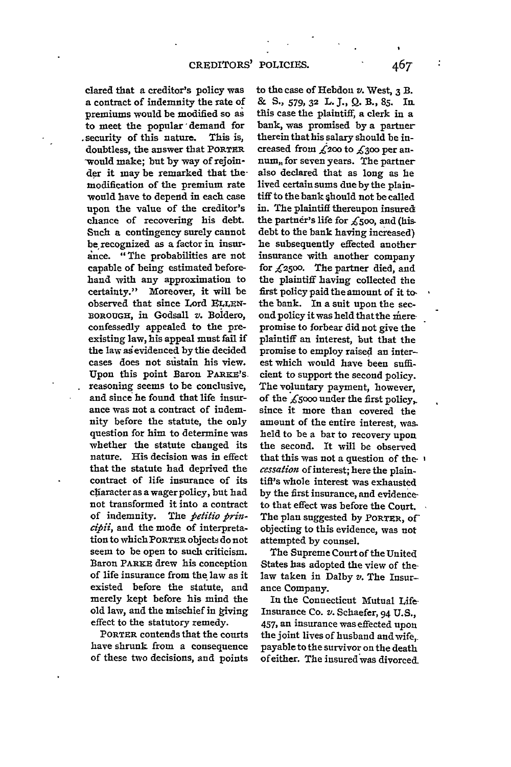clared that a creditor's policy was a contract of indemnity the rate of premiums would be modified so as to meet the popular demand for security of this nature. This is, doubtless, the answer that PORTER would make; but by way of rejoinder it may be remarked that the modification of the premium rate would have to depend in each case upon the value of the creditor's chance of recovering his debt. Such a contingency surely cannot be recognized as a factor in insurance. "The probabilities are not capable of being estimated beforehand with any approximation to certainty." Moreover, it will be observed that since Lord ELLENBOROUGH, in Godsall *v.* Boldero, confessedly appealed to the preexisting law, his appeal must fail if the law as evidenced by the decided cases does not sustain his view. Upon this point Baron PARKE'S reasoning seems to be conclusive, and since he found that life insurance was not a contract of indemnity before the statute, the only question for him to determine was whether the statute changed its nature. His decision was in effect that the statute had deprived the contract of life insurance of its character as a wager policy, but had not transformed it into a contract of indemnity. The *petitio principii*, and the mode of interpretation to which PORTER objects do not seem to be open to such criticism. Baron PARKE drew his conception of life insurance from the law as it existed before the statute, and merely kept before his mind the old law, and the mischief in giving effect to the statutory remedy.

PORTER contends that the courts have shrunk from a consequence of these two decisions, and points to the case of Hebdon *v.* West, 3 B. & S., 579, 32 L. J., Q. B., 85. In this case the plaintiff, a clerk in a bank, was promised by a partner therein that his salary should be increased from £200 to £300 per annum, for seven years. The partner also declared that as long as he lived certain sums due by the plaintiff to the bank should not be called in. The plaintiff thereupon insured the partner's life for £500, and (his debt to the bank having increased) he subsequently effected another insurance with another company for £2500. The partner died, and the plaintiff having collected the first policy paid the amount of it to the bank. In a suit upon the second policy it was held that the mere promise to forbear did not give the plaintiff an interest, but that the promise to employ raised an interest which would have been sufficient to support the second policy. The voluntary payment, however, of the £5000 under the first policy, since it more than covered the amount of the entire interest, was held to be a bar to recovery upon the second. It will be observed that this was not a question of the *cessation* of interest; here the plaintiff's whole interest was exhausted by the first insurance, and evidence to that effect was before the Court. The plan suggested by PORTER, of objecting to this evidence, was not attempted by counsel.

The Supreme Court of the United States has adopted the view of the law taken in Dalby *v.* The Insurance Company.

In the Connecticut Mutual Life Insurance Co. *v.* Schaefer, 94 U.S., 457, an insurance was effected upon the joint lives of husband and wife, payable to the survivor on the death of either. The insured was divorced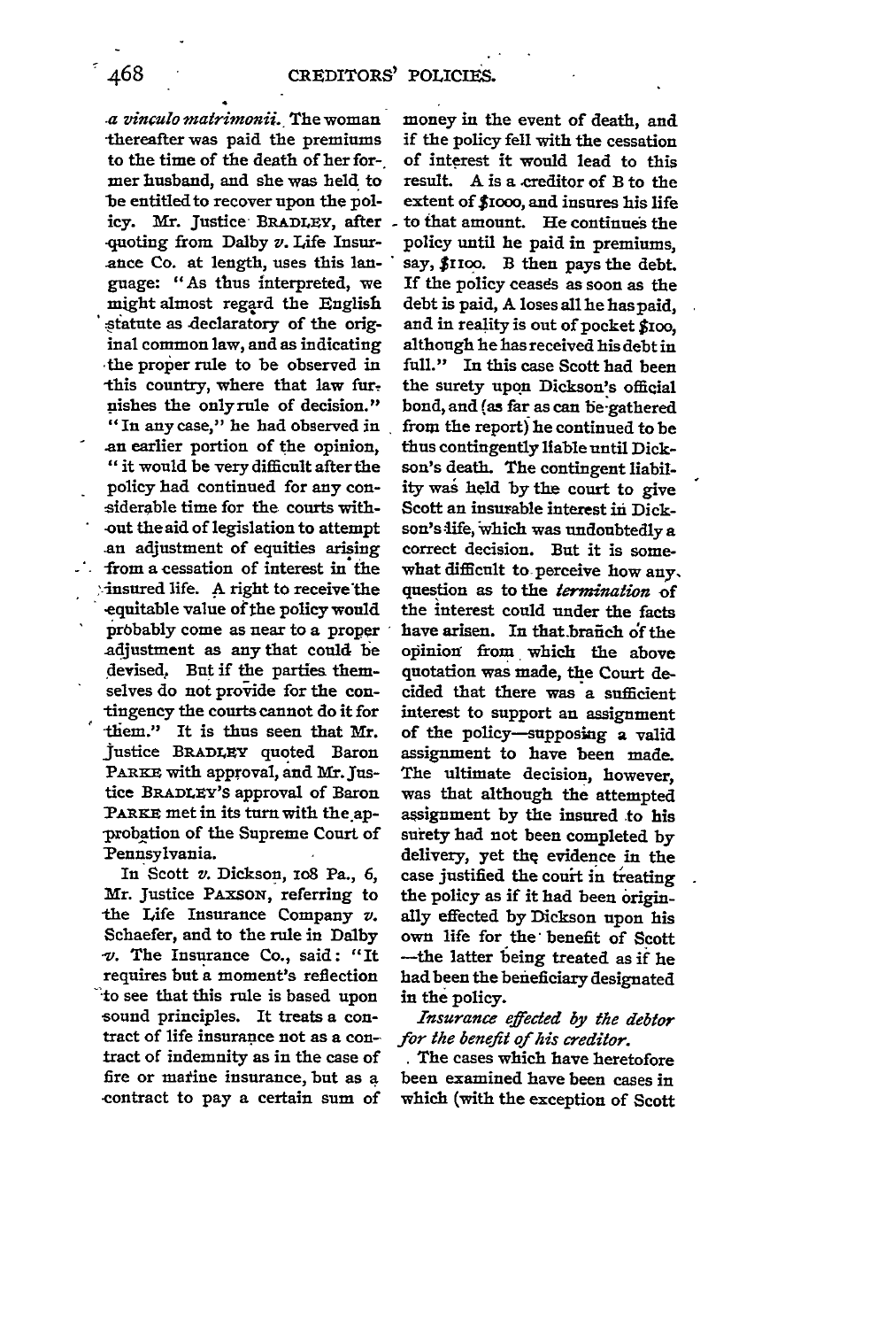*a vinculo matrimonii*. The woman thereafter was paid the premiums to the time of the death of her former husband, and she was held to be entitled to recover upon the policy. Mr. Justice BRADLEY, after quoting from Dalby *v*. Life Insurance Co. at length, uses this language: "As thus interpreted, we might almost regard the English statute as declaratory of the original common law, and as indicating the proper rule to be observed in this country, where that law furnishes the only rule of decision." "In any case," he had observed in an earlier portion of the opinion, "it would be very difficult after the policy had continued for any considerable time for the courts without the aid of legislation to attempt an adjustment of equities arising from a cessation of interest in the insured life. A right to receive the equitable value of the policy would probably come as near to a proper adjustment as any that could be devised. But if the parties themselves do not provide for the contingency the courts cannot do it for them." It is thus seen that Mr. Justice BRADLEY quoted Baron PARKE with approval, and Mr. Justice BRADLEY'S approval of Baron PARKE met in its turn with the approbation of the Supreme Court of Pennsylvania.

In Scott *v*. Dickson, 108 Pa., 6, Mr. Justice PAXSON, referring to the Life Insurance Company *v*. Schaefer, and to the rule in Dalby *v*. The Insurance Co., said: "It requires but a moment's reflection to see that this rule is based upon sound principles. It treats a contract of life insurance not as a contract of indemnity as in the case of fire or marine insurance, but as a contract to pay a certain sum of money in the event of death, and if the policy fell with the cessation of interest it would lead to this result. A is a creditor of B to the extent of $1000, and insures his life to that amount. He continues the policy until he paid in premiums, say, $1100. B then pays the debt. If the policy ceases as soon as the debt is paid, A loses all he has paid, and in reality is out of pocket $100, although he has received his debt in full." In this case Scott had been the surety upon Dickson's official bond, and (as far as can be gathered from the report) he continued to be thus contingently liable until Dickson's death. The contingent liability was held by the court to give Scott an insurable interest in Dickson's life, which was undoubtedly a correct decision. But it is somewhat difficult to perceive how any question as to the *termination* of the interest could under the facts have arisen. In that branch of the opinion from which the above quotation was made, the Court decided that there was a sufficient interest to support an assignment of the policy—supposing a valid assignment to have been made. The ultimate decision, however, was that although the attempted assignment by the insured to his surety had not been completed by delivery, yet the evidence in the case justified the court in treating the policy as if it had been originally effected by Dickson upon his own life for the benefit of Scott —the latter being treated as if he had been the beneficiary designated in the policy.

*Insurance effected by the debtor for the benefit of his creditor.*

The cases which have heretofore been examined have been cases in which (with the exception of Scott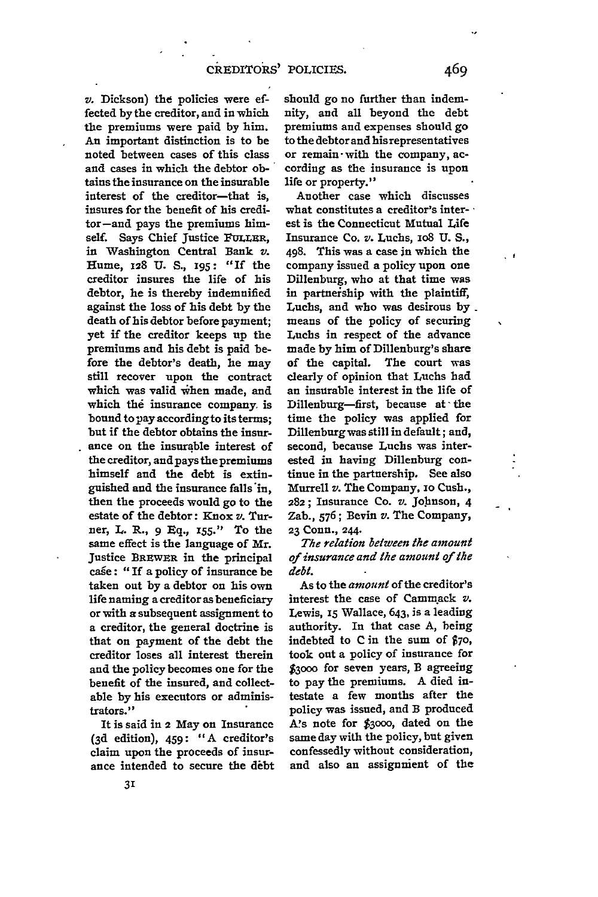*v.* Dickson) the policies were effected by the creditor, and in which the premiums were paid by him. An important distinction is to be noted between cases of this class and cases in which the debtor obtains the insurance on the insurable interest of the creditor—that is, insures for the benefit of his creditor—and pays the premiums himself. Says Chief Justice FULLER, in Washington Central Bank *v.* Hume, 128 U. S., 195: "If the creditor insures the life of his debtor, he is thereby indemnified against the loss of his debt by the death of his debtor before payment; yet if the creditor keeps up the premiums and his debt is paid before the debtor's death, he may still recover upon the contract which was valid when made, and which the insurance company is bound to pay according to its terms; but if the debtor obtains the insurance on the insurable interest of the creditor, and pays the premiums himself and the debt is extinguished and the insurance falls in, then the proceeds would go to the estate of the debtor: Knox *v.* Turner, L. R., 9 Eq., 155." To the same effect is the language of Mr. Justice BREWER in the principal case: "If a policy of insurance be taken out by a debtor on his own life naming a creditor as beneficiary or with a subsequent assignment to a creditor, the general doctrine is that on payment of the debt the creditor loses all interest therein and the policy becomes one for the benefit of the insured, and collectable by his executors or administrators."

It is said in 2 May on Insurance (3d edition), 459: "A creditor's claim upon the proceeds of insurance intended to secure the debt should go no further than indemnity, and all beyond the debt premiums and expenses should go to the debtor and his representatives or remain with the company, according as the insurance is upon life or property."

Another case which discusses what constitutes a creditor's interest is the Connecticut Mutual Life Insurance Co. *v.* Luchs, 108 U. S., 498. This was a case in which the company issued a policy upon one Dillenburg, who at that time was in partnership with the plaintiff, Luchs, and who was desirous by means of the policy of securing Luchs in respect of the advance made by him of Dillenburg's share of the capital. The court was clearly of opinion that Luchs had an insurable interest in the life of Dillenburg—first, because at the time the policy was applied for Dillenburg was still in default; and, second, because Luchs was interested in having Dillenburg continue in the partnership. See also Murrell *v.* The Company, 10 Cush., 282; Insurance Co. *v.* Johnson, 4 Zab., 576; Bevin *v.* The Company, 23 Conn., 244.

*The relation between the amount of insurance and the amount of the debt.*

As to the *amount* of the creditor's interest the case of Cammack *v.* Lewis, 15 Wallace, 643, is a leading authority. In that case A, being indebted to C in the sum of $70, took out a policy of insurance for $3000 for seven years, B agreeing to pay the premiums. A died intestate a few months after the policy was issued, and B produced A's note for $3000, dated on the same day with the policy, but given confessedly without consideration, and also an assignment of the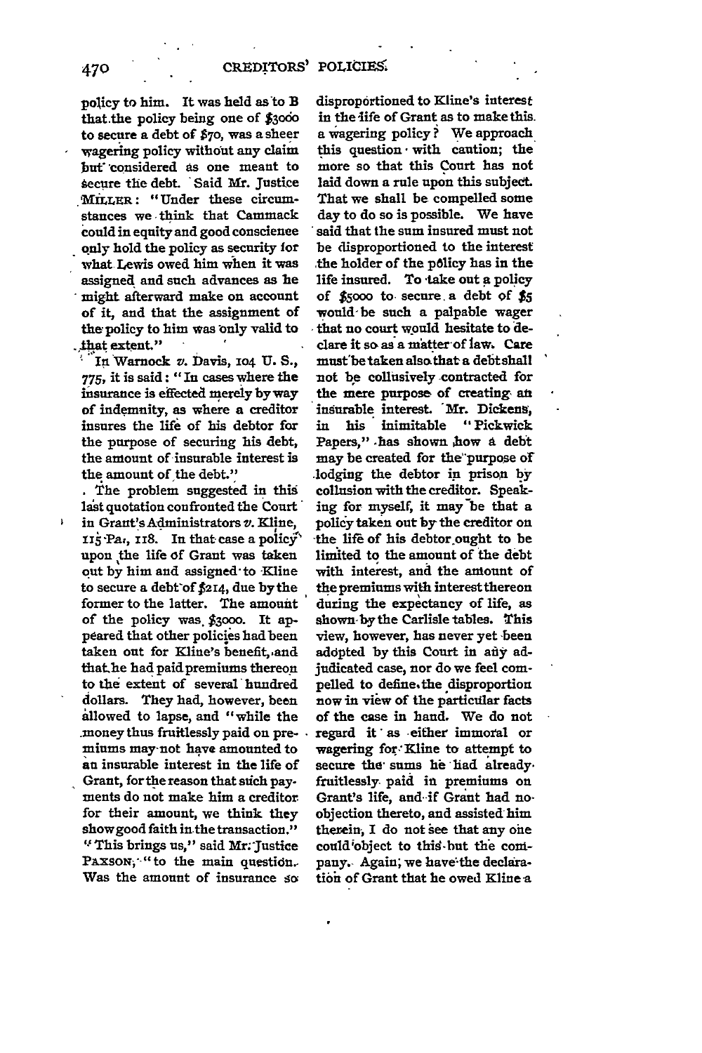policy to him. It was held as to B that the policy being one of $3000 to secure a debt of $70, was a sheer wagering policy without any claim but considered as one meant to secure the debt. Said Mr. Justice MILLER: "Under these circumstances we think that Cammack could in equity and good conscience only hold the policy as security for what Lewis owed him when it was assigned and such advances as he might afterward make on account of it, and that the assignment of the policy to him was only valid to that extent."

In Warnock *v.* Davis, 104 U. S., 775, it is said: "In cases where the insurance is effected merely by way of indemnity, as where a creditor insures the life of his debtor for the purpose of securing his debt, the amount of insurable interest is the amount of the debt."

The problem suggested in this last quotation confronted the Court in Grant's Administrators *v.* Kline, 115 Pa., 118. In that case a policy upon the life of Grant was taken out by him and assigned to Kline to secure a debt of $214, due by the former to the latter. The amount of the policy was $3000. It appeared that other policies had been taken out for Kline's benefit, and that he had paid premiums thereon to the extent of several hundred dollars. They had, however, been allowed to lapse, and "while the money thus fruitlessly paid on premiums may not have amounted to an insurable interest in the life of Grant, for the reason that such payments do not make him a creditor for their amount, we think they show good faith in the transaction." "This brings us," said Mr. Justice PAXSON, "to the main question. Was the amount of insurance so disproportioned to Kline's interest in the life of Grant as to make this a wagering policy? We approach this question with caution; the more so that this Court has not laid down a rule upon this subject. That we shall be compelled some day to do so is possible. We have said that the sum insured must not be disproportioned to the interest the holder of the policy has in the life insured. To take out a policy of $5000 to secure a debt of $5 would be such a palpable wager that no court would hesitate to declare it so as a matter of law. Care must be taken also that a debt shall not be collusively contracted for the mere purpose of creating an insurable interest. Mr. Dickens, in his inimitable "Pickwick Papers," has shown how a debt may be created for the purpose of lodging the debtor in prison by collusion with the creditor. Speaking for myself, it may be that a policy taken out by the creditor on the life of his debtor ought to be limited to the amount of the debt with interest, and the amount of the premiums with interest thereon during the expectancy of life, as shown by the Carlisle tables. This view, however, has never yet been adopted by this Court in any adjudicated case, nor do we feel compelled to define the disproportion now in view of the particular facts of the case in hand. We do not regard it as either immoral or wagering for Kline to attempt to secure the sums he had already fruitlessly paid in premiums on Grant's life, and if Grant had no objection thereto, and assisted him therein, I do not see that any one could object to this but the company. Again, we have the declaration of Grant that he owed Kline a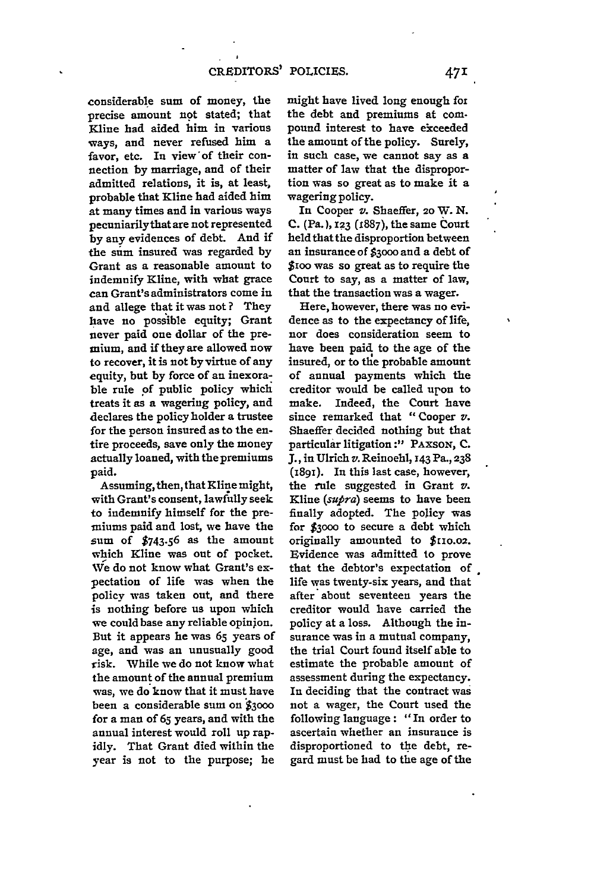considerable sum of money, the precise amount not stated; that Kline had aided him in various ways, and never refused him a favor, etc. In view of their connection by marriage, and of their admitted relations, it is, at least, probable that Kline had aided him at many times and in various ways pecuniarily that are not represented by any evidences of debt. And if the sum insured was regarded by Grant as a reasonable amount to indemnify Kline, with what grace can Grant's administrators come in and allege that it was not? They have no possible equity; Grant never paid one dollar of the premium, and if they are allowed now to recover, it is not by virtue of any equity, but by force of an inexorable rule of public policy which treats it as a wagering policy, and declares the policy holder a trustee for the person insured as to the entire proceeds, save only the money actually loaned, with the premiums paid.

Assuming, then, that Kline might, with Grant's consent, lawfully seek to indemnify himself for the premiums paid and lost, we have the sum of $743.56 as the amount which Kline was out of pocket. We do not know what Grant's expectation of life was when the policy was taken out, and there is nothing before us upon which we could base any reliable opinion. But it appears he was 65 years of age, and was an unusually good risk. While we do not know what the amount of the annual premium was, we do know that it must have been a considerable sum on $3000 for a man of 65 years, and with the annual interest would roll up rapidly. That Grant died within the year is not to the purpose; he might have lived long enough for the debt and premiums at compound interest to have exceeded the amount of the policy. Surely, in such case, we cannot say as a matter of law that the disproportion was so great as to make it a wagering policy.

In Cooper *v.* Shaeffer, 20 W. N. C. (Pa.), 123 (1887), the same Court held that the disproportion between an insurance of $3000 and a debt of $100 was so great as to require the Court to say, as a matter of law, that the transaction was a wager.

Here, however, there was no evidence as to the expectancy of life, nor does consideration seem to have been paid to the age of the insured, or to the probable amount of annual payments which the creditor would be called upon to make. Indeed, the Court have since remarked that "Cooper *v.* Shaeffer decided nothing but that particular litigation:" PAXSON, C. J., in Ulrich *v.* Reinoehl, 143 Pa., 238 (1891). In this last case, however, the rule suggested in Grant *v.* Kline (*supra*) seems to have been finally adopted. The policy was for $3000 to secure a debt which originally amounted to $110.02. Evidence was admitted to prove that the debtor's expectation of life was twenty-six years, and that after about seventeen years the creditor would have carried the policy at a loss. Although the insurance was in a mutual company, the trial Court found itself able to estimate the probable amount of assessment during the expectancy. In deciding that the contract was not a wager, the Court used the following language: "In order to ascertain whether an insurance is disproportioned to the debt, regard must be had to the age of the